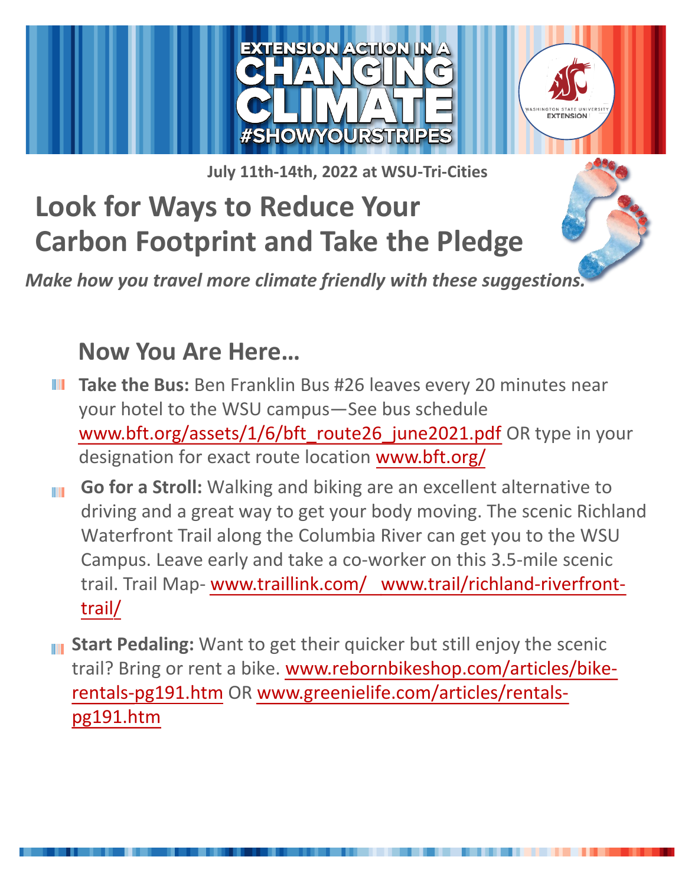EXTENSION ACTION IN A CHANGING CLIMATE #SHOWYOURSTRIPES

WASHINGTON STATE UNIVERSITY EXTENSION

**July 11th-14th, 2022 at WSU-Tri-Cities**

# Look for Ways to Reduce Your Carbon Footprint and Take the Pledge

***Make how you travel more climate friendly with these suggestions.***

## Now You Are Here…

- **Take the Bus:** Ben Franklin Bus #26 leaves every 20 minutes near your hotel to the WSU campus—See bus schedule www.bft.org/assets/1/6/bft_route26_june2021.pdf OR type in your designation for exact route location www.bft.org/
- **Go for a Stroll:** Walking and biking are an excellent alternative to driving and a great way to get your body moving. The scenic Richland Waterfront Trail along the Columbia River can get you to the WSU Campus. Leave early and take a co-worker on this 3.5-mile scenic trail. Trail Map- www.traillink.com/ www.trail/richland-riverfront-trail/
- **Start Pedaling:** Want to get their quicker but still enjoy the scenic trail? Bring or rent a bike. www.rebornbikeshop.com/articles/bike-rentals-pg191.htm OR www.greenielife.com/articles/rentals-pg191.htm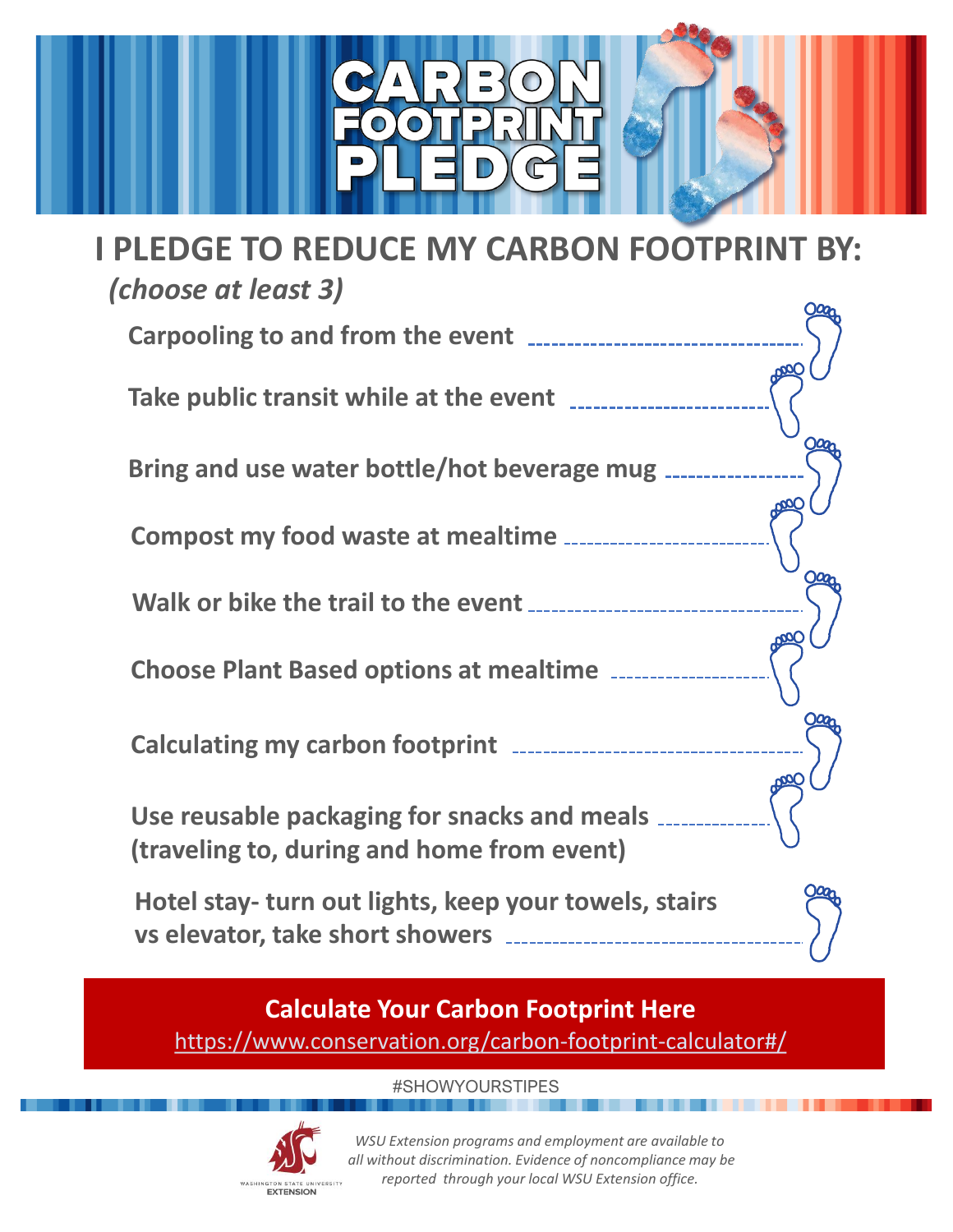# CARBON FOOTPRINT PLEDGE

## I PLEDGE TO REDUCE MY CARBON FOOTPRINT BY:

*(choose at least 3)*

**Carpooling to and from the event** ______

**Take public transit while at the event** ______

**Bring and use water bottle/hot beverage mug** ______

**Compost my food waste at mealtime** ______

**Walk or bike the trail to the event** ______

**Choose Plant Based options at mealtime** ______

**Calculating my carbon footprint** ______

**Use reusable packaging for snacks and meals (traveling to, during and home from event)** ______

**Hotel stay- turn out lights, keep your towels, stairs vs elevator, take short showers** ______

**Calculate Your Carbon Footprint Here**

https://www.conservation.org/carbon-footprint-calculator#/

#SHOWYOURSTIPES

WASHINGTON STATE UNIVERSITY EXTENSION

*WSU Extension programs and employment are available to all without discrimination. Evidence of noncompliance may be reported through your local WSU Extension office.*